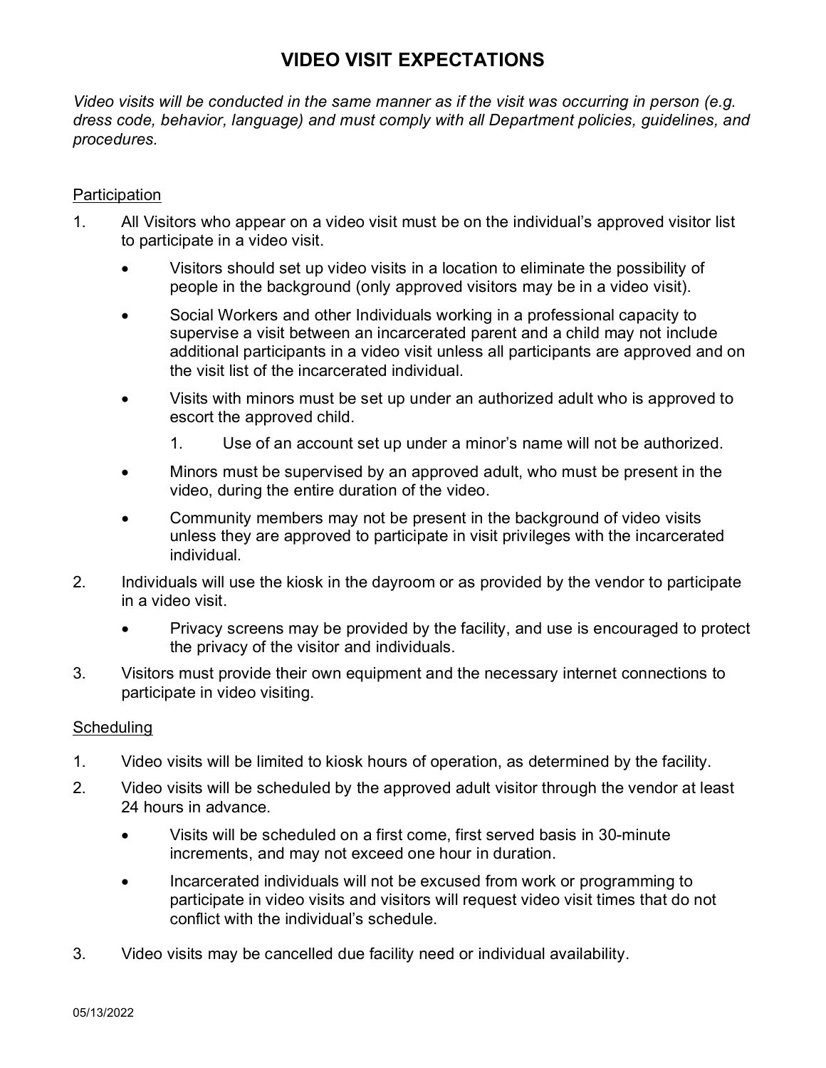# VIDEO VISIT EXPECTATIONS

*Video visits will be conducted in the same manner as if the visit was occurring in person (e.g. dress code, behavior, language) and must comply with all Department policies, guidelines, and procedures.*

## Participation

1. All Visitors who appear on a video visit must be on the individual's approved visitor list to participate in a video visit.
   - Visitors should set up video visits in a location to eliminate the possibility of people in the background (only approved visitors may be in a video visit).
   - Social Workers and other Individuals working in a professional capacity to supervise a visit between an incarcerated parent and a child may not include additional participants in a video visit unless all participants are approved and on the visit list of the incarcerated individual.
   - Visits with minors must be set up under an authorized adult who is approved to escort the approved child.
     1. Use of an account set up under a minor's name will not be authorized.
   - Minors must be supervised by an approved adult, who must be present in the video, during the entire duration of the video.
   - Community members may not be present in the background of video visits unless they are approved to participate in visit privileges with the incarcerated individual.
2. Individuals will use the kiosk in the dayroom or as provided by the vendor to participate in a video visit.
   - Privacy screens may be provided by the facility, and use is encouraged to protect the privacy of the visitor and individuals.
3. Visitors must provide their own equipment and the necessary internet connections to participate in video visiting.

## Scheduling

1. Video visits will be limited to kiosk hours of operation, as determined by the facility.
2. Video visits will be scheduled by the approved adult visitor through the vendor at least 24 hours in advance.
   - Visits will be scheduled on a first come, first served basis in 30-minute increments, and may not exceed one hour in duration.
   - Incarcerated individuals will not be excused from work or programming to participate in video visits and visitors will request video visit times that do not conflict with the individual's schedule.
3. Video visits may be cancelled due facility need or individual availability.

05/13/2022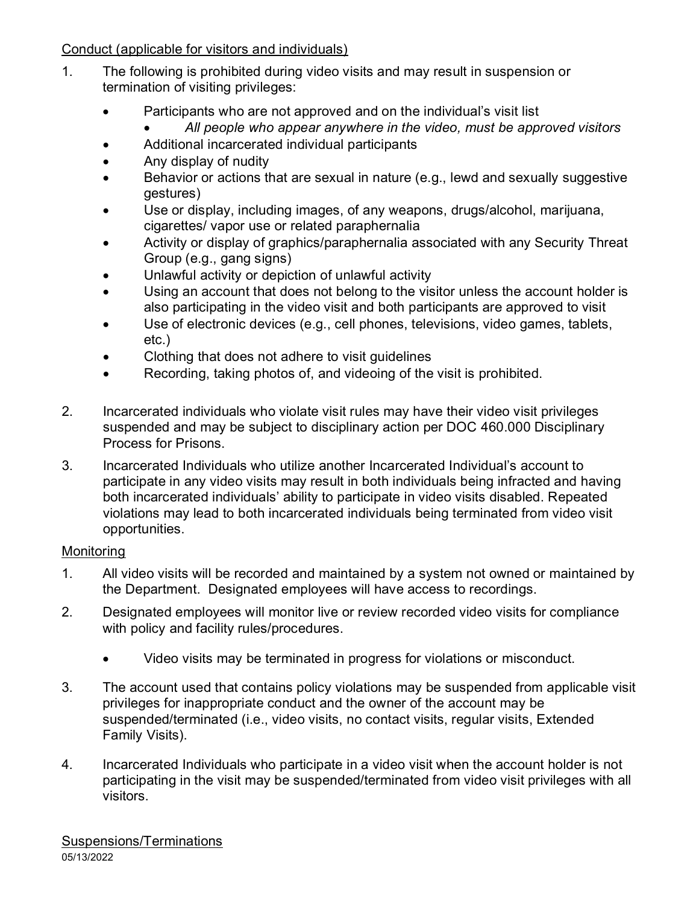Conduct (applicable for visitors and individuals)

1. The following is prohibited during video visits and may result in suspension or termination of visiting privileges:
   - Participants who are not approved and on the individual's visit list
     - *All people who appear anywhere in the video, must be approved visitors*
   - Additional incarcerated individual participants
   - Any display of nudity
   - Behavior or actions that are sexual in nature (e.g., lewd and sexually suggestive gestures)
   - Use or display, including images, of any weapons, drugs/alcohol, marijuana, cigarettes/ vapor use or related paraphernalia
   - Activity or display of graphics/paraphernalia associated with any Security Threat Group (e.g., gang signs)
   - Unlawful activity or depiction of unlawful activity
   - Using an account that does not belong to the visitor unless the account holder is also participating in the video visit and both participants are approved to visit
   - Use of electronic devices (e.g., cell phones, televisions, video games, tablets, etc.)
   - Clothing that does not adhere to visit guidelines
   - Recording, taking photos of, and videoing of the visit is prohibited.

2. Incarcerated individuals who violate visit rules may have their video visit privileges suspended and may be subject to disciplinary action per DOC 460.000 Disciplinary Process for Prisons.

3. Incarcerated Individuals who utilize another Incarcerated Individual's account to participate in any video visits may result in both individuals being infracted and having both incarcerated individuals' ability to participate in video visits disabled. Repeated violations may lead to both incarcerated individuals being terminated from video visit opportunities.

Monitoring

1. All video visits will be recorded and maintained by a system not owned or maintained by the Department. Designated employees will have access to recordings.

2. Designated employees will monitor live or review recorded video visits for compliance with policy and facility rules/procedures.
   - Video visits may be terminated in progress for violations or misconduct.

3. The account used that contains policy violations may be suspended from applicable visit privileges for inappropriate conduct and the owner of the account may be suspended/terminated (i.e., video visits, no contact visits, regular visits, Extended Family Visits).

4. Incarcerated Individuals who participate in a video visit when the account holder is not participating in the visit may be suspended/terminated from video visit privileges with all visitors.

Suspensions/Terminations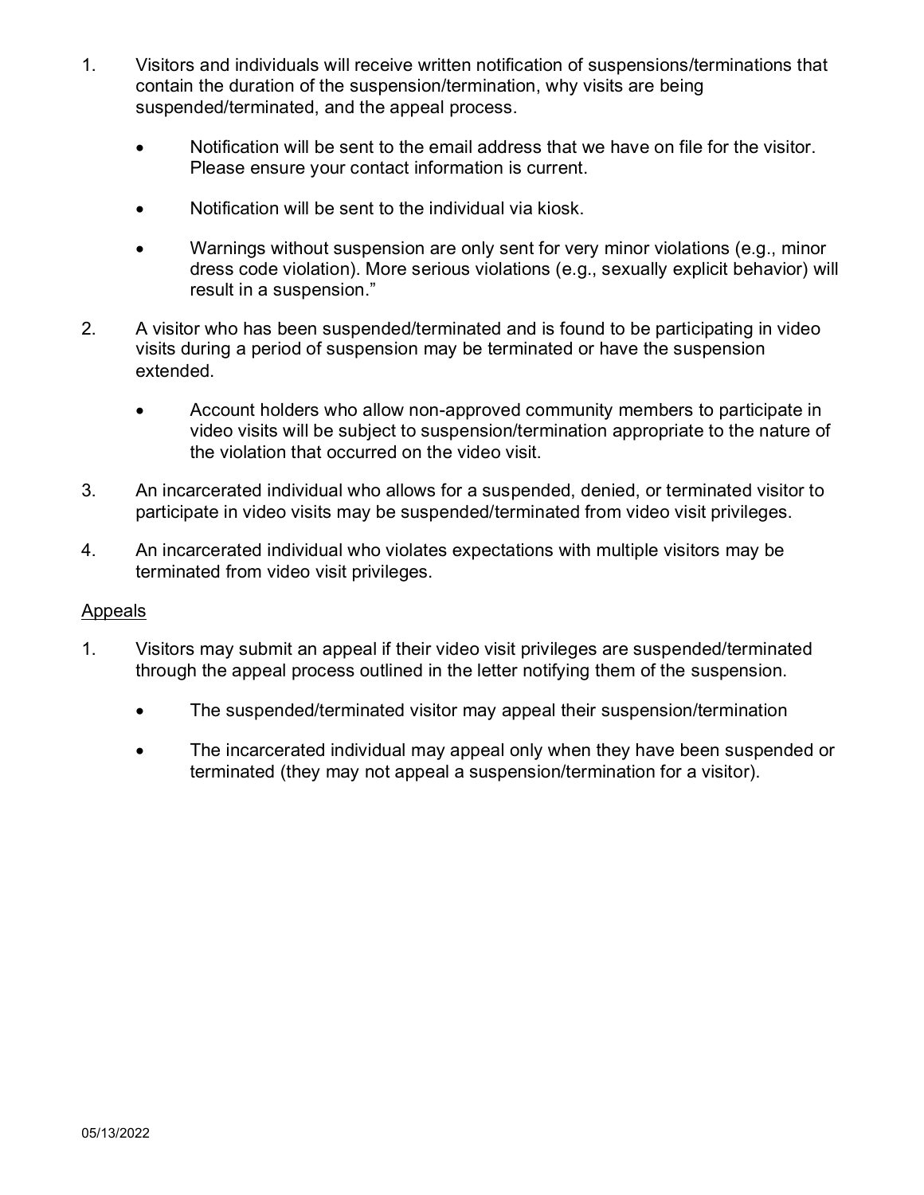1. Visitors and individuals will receive written notification of suspensions/terminations that contain the duration of the suspension/termination, why visits are being suspended/terminated, and the appeal process.

   - Notification will be sent to the email address that we have on file for the visitor. Please ensure your contact information is current.

   - Notification will be sent to the individual via kiosk.

   - Warnings without suspension are only sent for very minor violations (e.g., minor dress code violation). More serious violations (e.g., sexually explicit behavior) will result in a suspension."

2. A visitor who has been suspended/terminated and is found to be participating in video visits during a period of suspension may be terminated or have the suspension extended.

   - Account holders who allow non-approved community members to participate in video visits will be subject to suspension/termination appropriate to the nature of the violation that occurred on the video visit.

3. An incarcerated individual who allows for a suspended, denied, or terminated visitor to participate in video visits may be suspended/terminated from video visit privileges.

4. An incarcerated individual who violates expectations with multiple visitors may be terminated from video visit privileges.

<u>Appeals</u>

1. Visitors may submit an appeal if their video visit privileges are suspended/terminated through the appeal process outlined in the letter notifying them of the suspension.

   - The suspended/terminated visitor may appeal their suspension/termination

   - The incarcerated individual may appeal only when they have been suspended or terminated (they may not appeal a suspension/termination for a visitor).

05/13/2022